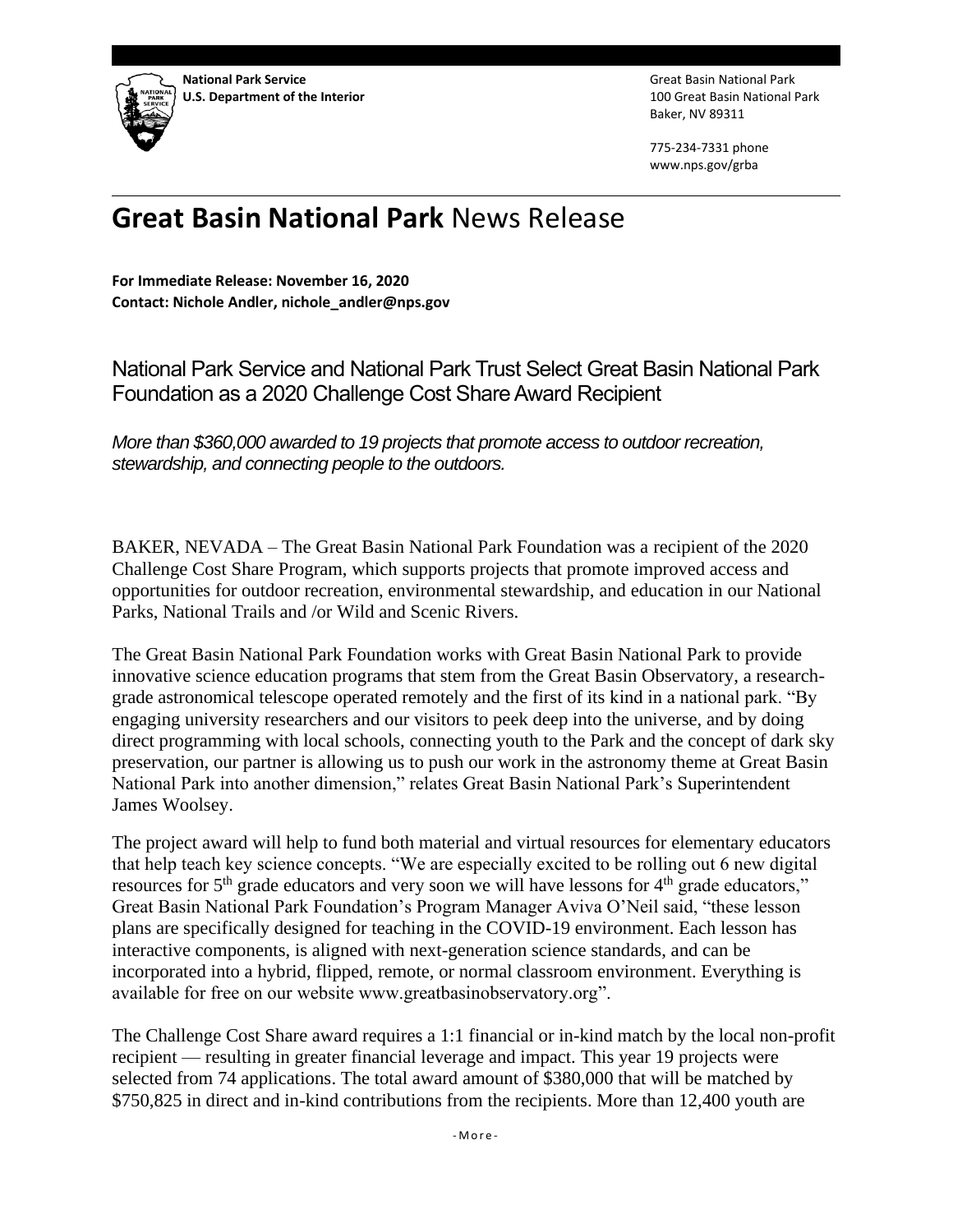**National Park Service**
**U.S. Department of the Interior**

Great Basin National Park
100 Great Basin National Park
Baker, NV 89311

775-234-7331 phone
www.nps.gov/grba

# **Great Basin National Park** News Release

**For Immediate Release: November 16, 2020**
**Contact: Nichole Andler, nichole_andler@nps.gov**

## National Park Service and National Park Trust Select Great Basin National Park Foundation as a 2020 Challenge Cost Share Award Recipient

*More than $360,000 awarded to 19 projects that promote access to outdoor recreation, stewardship, and connecting people to the outdoors.*

BAKER, NEVADA – The Great Basin National Park Foundation was a recipient of the 2020 Challenge Cost Share Program, which supports projects that promote improved access and opportunities for outdoor recreation, environmental stewardship, and education in our National Parks, National Trails and /or Wild and Scenic Rivers.

The Great Basin National Park Foundation works with Great Basin National Park to provide innovative science education programs that stem from the Great Basin Observatory, a research-grade astronomical telescope operated remotely and the first of its kind in a national park. "By engaging university researchers and our visitors to peek deep into the universe, and by doing direct programming with local schools, connecting youth to the Park and the concept of dark sky preservation, our partner is allowing us to push our work in the astronomy theme at Great Basin National Park into another dimension," relates Great Basin National Park's Superintendent James Woolsey.

The project award will help to fund both material and virtual resources for elementary educators that help teach key science concepts. "We are especially excited to be rolling out 6 new digital resources for 5th grade educators and very soon we will have lessons for 4th grade educators," Great Basin National Park Foundation's Program Manager Aviva O'Neil said, "these lesson plans are specifically designed for teaching in the COVID-19 environment. Each lesson has interactive components, is aligned with next-generation science standards, and can be incorporated into a hybrid, flipped, remote, or normal classroom environment. Everything is available for free on our website www.greatbasinobservatory.org".

The Challenge Cost Share award requires a 1:1 financial or in-kind match by the local non-profit recipient — resulting in greater financial leverage and impact. This year 19 projects were selected from 74 applications. The total award amount of $380,000 that will be matched by $750,825 in direct and in-kind contributions from the recipients. More than 12,400 youth are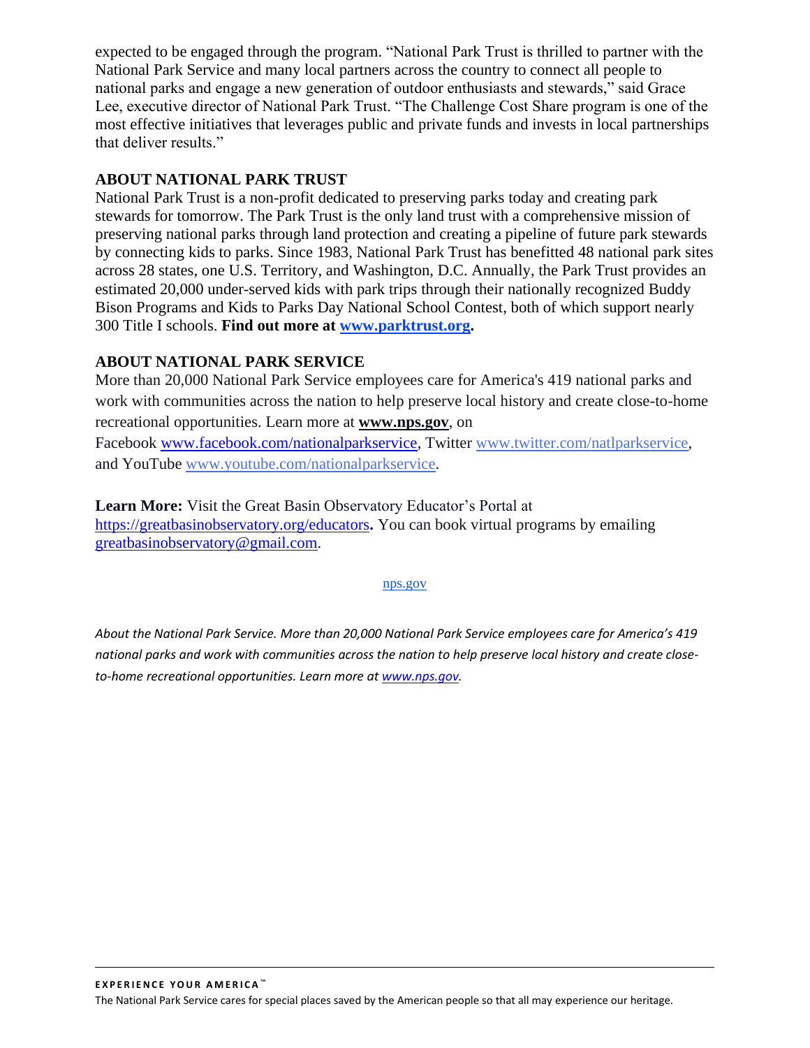expected to be engaged through the program. "National Park Trust is thrilled to partner with the National Park Service and many local partners across the country to connect all people to national parks and engage a new generation of outdoor enthusiasts and stewards," said Grace Lee, executive director of National Park Trust. "The Challenge Cost Share program is one of the most effective initiatives that leverages public and private funds and invests in local partnerships that deliver results."

**ABOUT NATIONAL PARK TRUST**

National Park Trust is a non-profit dedicated to preserving parks today and creating park stewards for tomorrow. The Park Trust is the only land trust with a comprehensive mission of preserving national parks through land protection and creating a pipeline of future park stewards by connecting kids to parks. Since 1983, National Park Trust has benefitted 48 national park sites across 28 states, one U.S. Territory, and Washington, D.C. Annually, the Park Trust provides an estimated 20,000 under-served kids with park trips through their nationally recognized Buddy Bison Programs and Kids to Parks Day National School Contest, both of which support nearly 300 Title I schools. **Find out more at [www.parktrust.org](www.parktrust.org).**

**ABOUT NATIONAL PARK SERVICE**

More than 20,000 National Park Service employees care for America's 419 national parks and work with communities across the nation to help preserve local history and create close-to-home recreational opportunities. Learn more at **www.nps.gov**, on Facebook [www.facebook.com/nationalparkservice](www.facebook.com/nationalparkservice), Twitter [www.twitter.com/natlparkservice](www.twitter.com/natlparkservice), and YouTube [www.youtube.com/nationalparkservice](www.youtube.com/nationalparkservice).

**Learn More:** Visit the Great Basin Observatory Educator's Portal at [https://greatbasinobservatory.org/educators](https://greatbasinobservatory.org/educators)**.** You can book virtual programs by emailing [greatbasinobservatory@gmail.com](mailto:greatbasinobservatory@gmail.com).

[nps.gov](nps.gov)

*About the National Park Service. More than 20,000 National Park Service employees care for America's 419 national parks and work with communities across the nation to help preserve local history and create close-to-home recreational opportunities. Learn more at [www.nps.gov](www.nps.gov).*

**EXPERIENCE YOUR AMERICA™**

The National Park Service cares for special places saved by the American people so that all may experience our heritage.